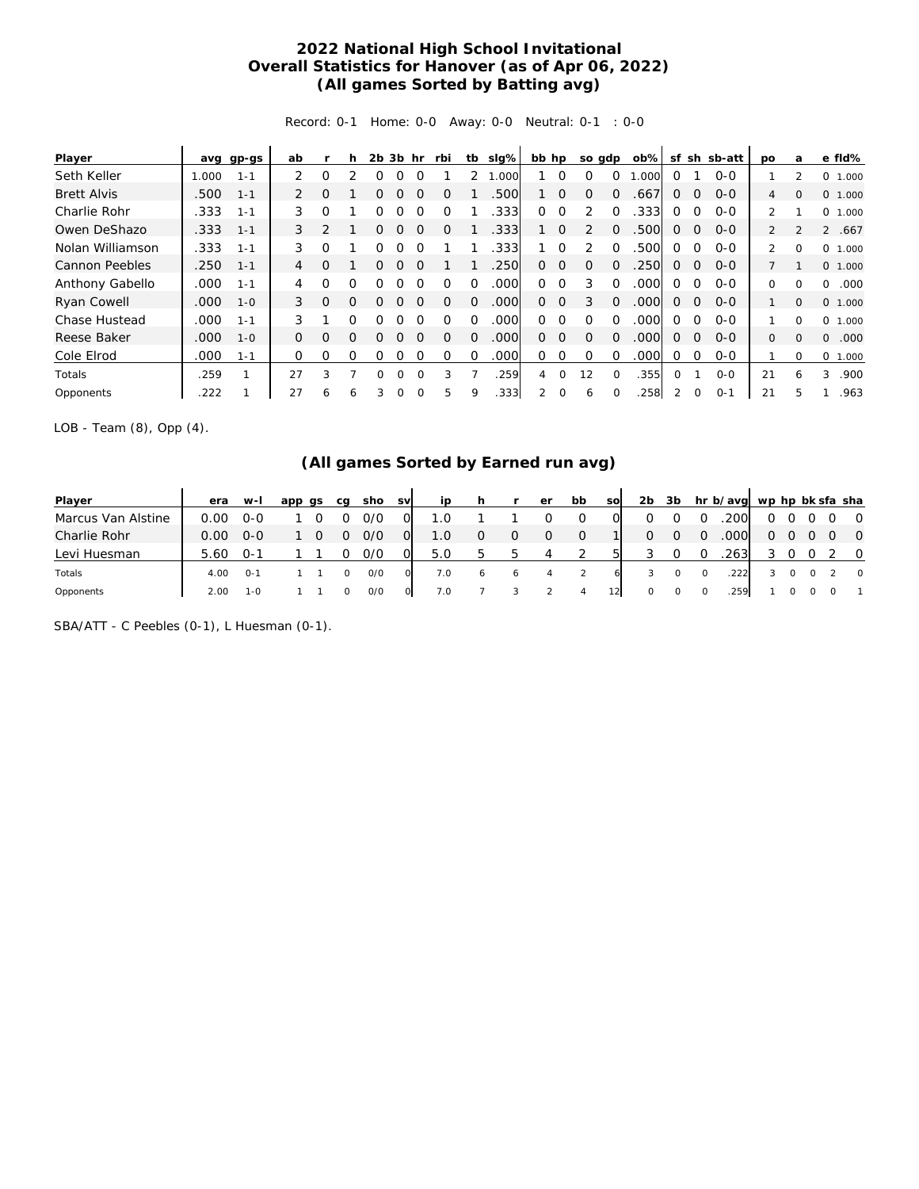# 2022 National High School Invitational
## Overall Statistics for Hanover (as of Apr 06, 2022)
### (All games Sorted by Batting avg)

Record: 0-1 Home: 0-0 Away: 0-0 Neutral: 0-1 : 0-0

| Player | avg | gp-gs | ab | r | h | 2b | 3b | hr | rbi | tb | slg% | bb | hp | so | gdp | ob% | sf | sh | sb-att | po | a | e | fld% |
|---|---|---|---|---|---|---|---|---|---|---|---|---|---|---|---|---|---|---|---|---|---|---|---|
| Seth Keller | 1.000 | 1-1 | 2 | 0 | 2 | 0 | 0 | 0 | 1 | 2 | 1.000 | 1 | 0 | 0 | 0 | 1.000 | 0 | 1 | 0-0 | 1 | 2 | 0 | 1.000 |
| Brett Alvis | .500 | 1-1 | 2 | 0 | 1 | 0 | 0 | 0 | 0 | 1 | .500 | 1 | 0 | 0 | 0 | .667 | 0 | 0 | 0-0 | 4 | 0 | 0 | 1.000 |
| Charlie Rohr | .333 | 1-1 | 3 | 0 | 1 | 0 | 0 | 0 | 0 | 1 | .333 | 0 | 0 | 2 | 0 | .333 | 0 | 0 | 0-0 | 2 | 1 | 0 | 1.000 |
| Owen DeShazo | .333 | 1-1 | 3 | 2 | 1 | 0 | 0 | 0 | 0 | 1 | .333 | 1 | 0 | 2 | 0 | .500 | 0 | 0 | 0-0 | 2 | 2 | 2 | .667 |
| Nolan Williamson | .333 | 1-1 | 3 | 0 | 1 | 0 | 0 | 0 | 1 | 1 | .333 | 1 | 0 | 2 | 0 | .500 | 0 | 0 | 0-0 | 2 | 0 | 0 | 1.000 |
| Cannon Peebles | .250 | 1-1 | 4 | 0 | 1 | 0 | 0 | 0 | 1 | 1 | .250 | 0 | 0 | 0 | 0 | .250 | 0 | 0 | 0-0 | 7 | 1 | 0 | 1.000 |
| Anthony Gabello | .000 | 1-1 | 4 | 0 | 0 | 0 | 0 | 0 | 0 | 0 | .000 | 0 | 0 | 3 | 0 | .000 | 0 | 0 | 0-0 | 0 | 0 | 0 | .000 |
| Ryan Cowell | .000 | 1-0 | 3 | 0 | 0 | 0 | 0 | 0 | 0 | 0 | .000 | 0 | 0 | 3 | 0 | .000 | 0 | 0 | 0-0 | 1 | 0 | 0 | 1.000 |
| Chase Hustead | .000 | 1-1 | 3 | 1 | 0 | 0 | 0 | 0 | 0 | 0 | .000 | 0 | 0 | 0 | 0 | .000 | 0 | 0 | 0-0 | 1 | 0 | 0 | 1.000 |
| Reese Baker | .000 | 1-0 | 0 | 0 | 0 | 0 | 0 | 0 | 0 | 0 | .000 | 0 | 0 | 0 | 0 | .000 | 0 | 0 | 0-0 | 0 | 0 | 0 | .000 |
| Cole Elrod | .000 | 1-1 | 0 | 0 | 0 | 0 | 0 | 0 | 0 | 0 | .000 | 0 | 0 | 0 | 0 | .000 | 0 | 0 | 0-0 | 1 | 0 | 0 | 1.000 |
| Totals | .259 | 1 | 27 | 3 | 7 | 0 | 0 | 0 | 3 | 7 | .259 | 4 | 0 | 12 | 0 | .355 | 0 | 1 | 0-0 | 21 | 6 | 3 | .900 |
| Opponents | .222 | 1 | 27 | 6 | 6 | 3 | 0 | 0 | 5 | 9 | .333 | 2 | 0 | 6 | 0 | .258 | 2 | 0 | 0-1 | 21 | 5 | 1 | .963 |

LOB - Team (8), Opp (4).

### (All games Sorted by Earned run avg)

| Player | era | w-l | app | gs | cg | sho | sv | ip | h | r | er | bb | so | 2b | 3b | hr | b/avg | wp | hp | bk | sfa | sha |
|---|---|---|---|---|---|---|---|---|---|---|---|---|---|---|---|---|---|---|---|---|---|---|
| Marcus Van Alstine | 0.00 | 0-0 | 1 | 0 | 0 | 0/0 | 0 | 1.0 | 1 | 1 | 0 | 0 | 0 | 0 | 0 | 0 | .200 | 0 | 0 | 0 | 0 | 0 |
| Charlie Rohr | 0.00 | 0-0 | 1 | 0 | 0 | 0/0 | 0 | 1.0 | 0 | 0 | 0 | 0 | 1 | 0 | 0 | 0 | .000 | 0 | 0 | 0 | 0 | 0 |
| Levi Huesman | 5.60 | 0-1 | 1 | 1 | 0 | 0/0 | 0 | 5.0 | 5 | 5 | 4 | 2 | 5 | 3 | 0 | 0 | .263 | 3 | 0 | 0 | 2 | 0 |
| Totals | 4.00 | 0-1 | 1 | 1 | 0 | 0/0 | 0 | 7.0 | 6 | 6 | 4 | 2 | 6 | 3 | 0 | 0 | .222 | 3 | 0 | 0 | 2 | 0 |
| Opponents | 2.00 | 1-0 | 1 | 1 | 0 | 0/0 | 0 | 7.0 | 7 | 3 | 2 | 4 | 12 | 0 | 0 | 0 | .259 | 1 | 0 | 0 | 0 | 1 |

SBA/ATT - C Peebles (0-1), L Huesman (0-1).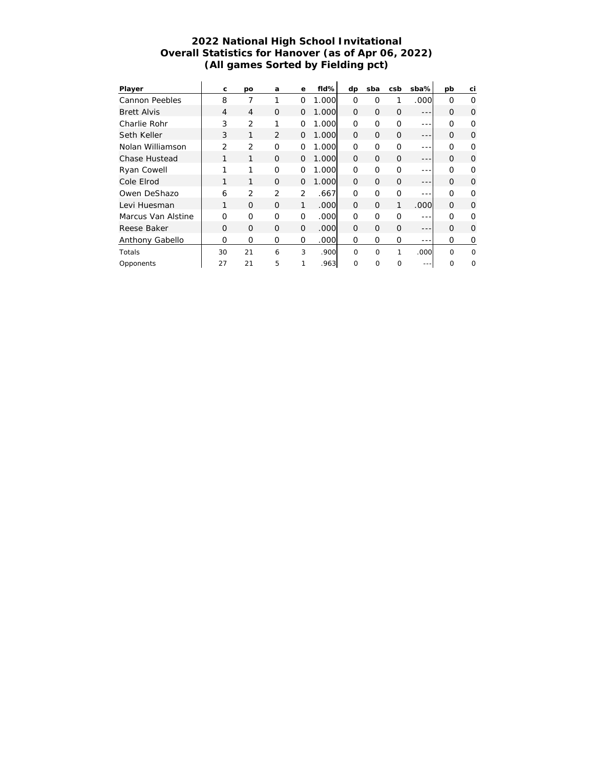# 2022 National High School Invitational
## Overall Statistics for Hanover (as of Apr 06, 2022)
### (All games Sorted by Fielding pct)

| Player | c | po | a | e | fld% | dp | sba | csb | sba% | pb | ci |
|---|---|---|---|---|---|---|---|---|---|---|---|
| Cannon Peebles | 8 | 7 | 1 | 0 | 1.000 | 0 | 0 | 1 | .000 | 0 | 0 |
| Brett Alvis | 4 | 4 | 0 | 0 | 1.000 | 0 | 0 | 0 | --- | 0 | 0 |
| Charlie Rohr | 3 | 2 | 1 | 0 | 1.000 | 0 | 0 | 0 | --- | 0 | 0 |
| Seth Keller | 3 | 1 | 2 | 0 | 1.000 | 0 | 0 | 0 | --- | 0 | 0 |
| Nolan Williamson | 2 | 2 | 0 | 0 | 1.000 | 0 | 0 | 0 | --- | 0 | 0 |
| Chase Hustead | 1 | 1 | 0 | 0 | 1.000 | 0 | 0 | 0 | --- | 0 | 0 |
| Ryan Cowell | 1 | 1 | 0 | 0 | 1.000 | 0 | 0 | 0 | --- | 0 | 0 |
| Cole Elrod | 1 | 1 | 0 | 0 | 1.000 | 0 | 0 | 0 | --- | 0 | 0 |
| Owen DeShazo | 6 | 2 | 2 | 2 | .667 | 0 | 0 | 0 | --- | 0 | 0 |
| Levi Huesman | 1 | 0 | 0 | 1 | .000 | 0 | 0 | 1 | .000 | 0 | 0 |
| Marcus Van Alstine | 0 | 0 | 0 | 0 | .000 | 0 | 0 | 0 | --- | 0 | 0 |
| Reese Baker | 0 | 0 | 0 | 0 | .000 | 0 | 0 | 0 | --- | 0 | 0 |
| Anthony Gabello | 0 | 0 | 0 | 0 | .000 | 0 | 0 | 0 | --- | 0 | 0 |
| Totals | 30 | 21 | 6 | 3 | .900 | 0 | 0 | 1 | .000 | 0 | 0 |
| Opponents | 27 | 21 | 5 | 1 | .963 | 0 | 0 | 0 | --- | 0 | 0 |